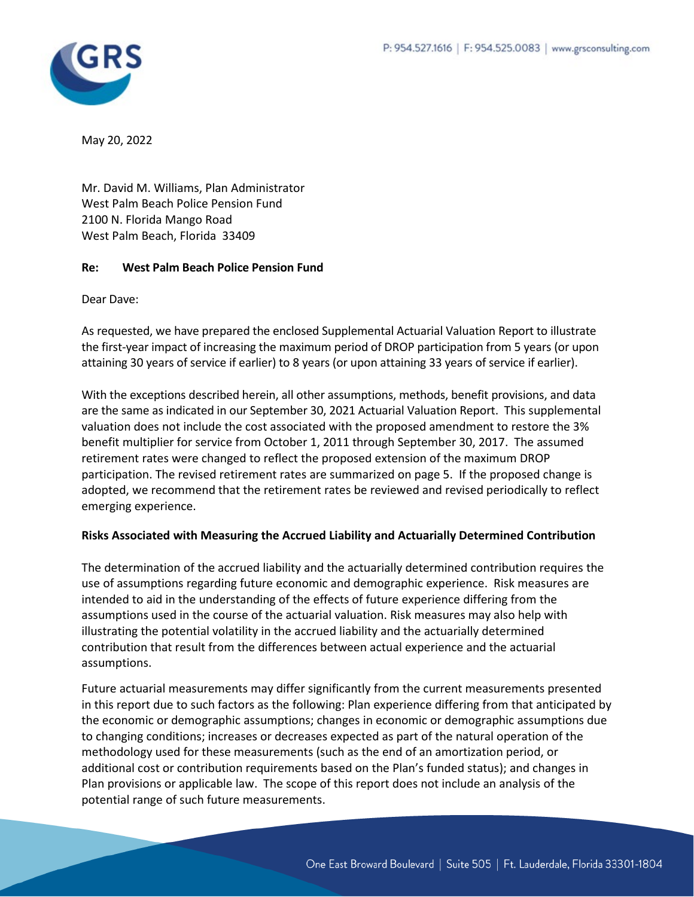May 20, 2022

Mr. David M. Williams, Plan Administrator
West Palm Beach Police Pension Fund
2100 N. Florida Mango Road
West Palm Beach, Florida 33409

**Re: West Palm Beach Police Pension Fund**

Dear Dave:

As requested, we have prepared the enclosed Supplemental Actuarial Valuation Report to illustrate the first-year impact of increasing the maximum period of DROP participation from 5 years (or upon attaining 30 years of service if earlier) to 8 years (or upon attaining 33 years of service if earlier).

With the exceptions described herein, all other assumptions, methods, benefit provisions, and data are the same as indicated in our September 30, 2021 Actuarial Valuation Report. This supplemental valuation does not include the cost associated with the proposed amendment to restore the 3% benefit multiplier for service from October 1, 2011 through September 30, 2017. The assumed retirement rates were changed to reflect the proposed extension of the maximum DROP participation. The revised retirement rates are summarized on page 5. If the proposed change is adopted, we recommend that the retirement rates be reviewed and revised periodically to reflect emerging experience.

**Risks Associated with Measuring the Accrued Liability and Actuarially Determined Contribution**

The determination of the accrued liability and the actuarially determined contribution requires the use of assumptions regarding future economic and demographic experience. Risk measures are intended to aid in the understanding of the effects of future experience differing from the assumptions used in the course of the actuarial valuation. Risk measures may also help with illustrating the potential volatility in the accrued liability and the actuarially determined contribution that result from the differences between actual experience and the actuarial assumptions.

Future actuarial measurements may differ significantly from the current measurements presented in this report due to such factors as the following: Plan experience differing from that anticipated by the economic or demographic assumptions; changes in economic or demographic assumptions due to changing conditions; increases or decreases expected as part of the natural operation of the methodology used for these measurements (such as the end of an amortization period, or additional cost or contribution requirements based on the Plan's funded status); and changes in Plan provisions or applicable law. The scope of this report does not include an analysis of the potential range of such future measurements.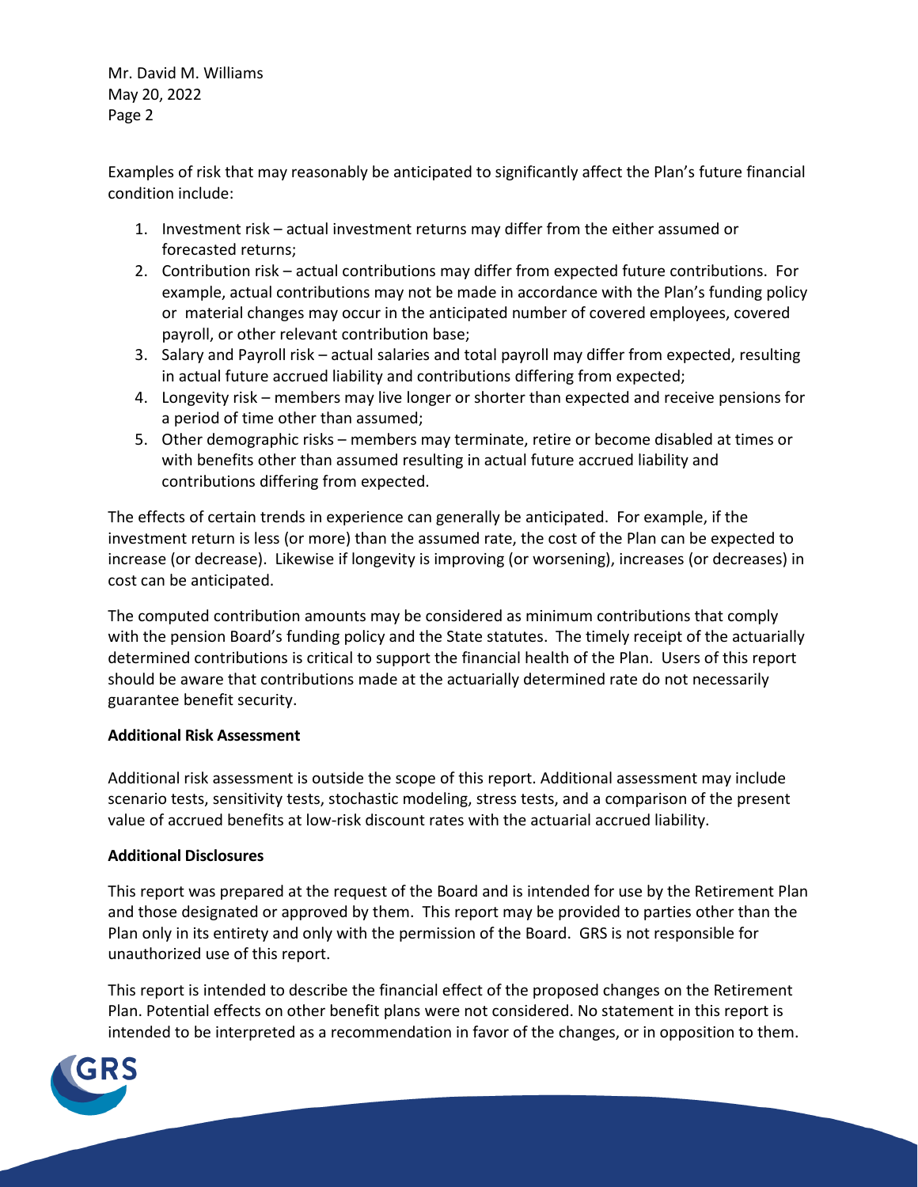Examples of risk that may reasonably be anticipated to significantly affect the Plan's future financial condition include:

1. Investment risk – actual investment returns may differ from the either assumed or forecasted returns;
2. Contribution risk – actual contributions may differ from expected future contributions. For example, actual contributions may not be made in accordance with the Plan's funding policy or material changes may occur in the anticipated number of covered employees, covered payroll, or other relevant contribution base;
3. Salary and Payroll risk – actual salaries and total payroll may differ from expected, resulting in actual future accrued liability and contributions differing from expected;
4. Longevity risk – members may live longer or shorter than expected and receive pensions for a period of time other than assumed;
5. Other demographic risks – members may terminate, retire or become disabled at times or with benefits other than assumed resulting in actual future accrued liability and contributions differing from expected.

The effects of certain trends in experience can generally be anticipated. For example, if the investment return is less (or more) than the assumed rate, the cost of the Plan can be expected to increase (or decrease). Likewise if longevity is improving (or worsening), increases (or decreases) in cost can be anticipated.

The computed contribution amounts may be considered as minimum contributions that comply with the pension Board's funding policy and the State statutes. The timely receipt of the actuarially determined contributions is critical to support the financial health of the Plan. Users of this report should be aware that contributions made at the actuarially determined rate do not necessarily guarantee benefit security.

**Additional Risk Assessment**

Additional risk assessment is outside the scope of this report. Additional assessment may include scenario tests, sensitivity tests, stochastic modeling, stress tests, and a comparison of the present value of accrued benefits at low-risk discount rates with the actuarial accrued liability.

**Additional Disclosures**

This report was prepared at the request of the Board and is intended for use by the Retirement Plan and those designated or approved by them. This report may be provided to parties other than the Plan only in its entirety and only with the permission of the Board. GRS is not responsible for unauthorized use of this report.

This report is intended to describe the financial effect of the proposed changes on the Retirement Plan. Potential effects on other benefit plans were not considered. No statement in this report is intended to be interpreted as a recommendation in favor of the changes, or in opposition to them.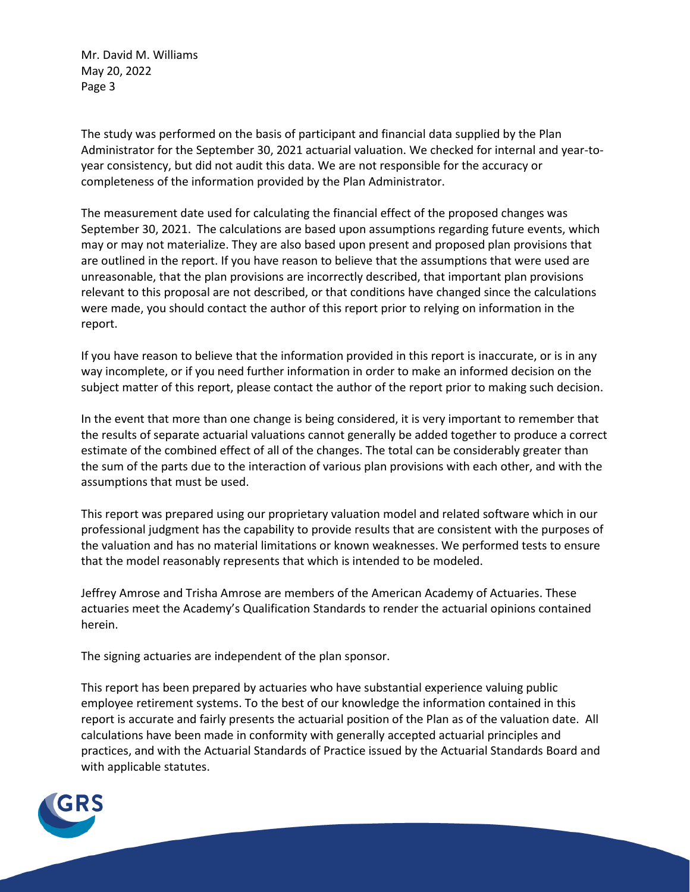The study was performed on the basis of participant and financial data supplied by the Plan Administrator for the September 30, 2021 actuarial valuation. We checked for internal and year-to-year consistency, but did not audit this data. We are not responsible for the accuracy or completeness of the information provided by the Plan Administrator.

The measurement date used for calculating the financial effect of the proposed changes was September 30, 2021. The calculations are based upon assumptions regarding future events, which may or may not materialize. They are also based upon present and proposed plan provisions that are outlined in the report. If you have reason to believe that the assumptions that were used are unreasonable, that the plan provisions are incorrectly described, that important plan provisions relevant to this proposal are not described, or that conditions have changed since the calculations were made, you should contact the author of this report prior to relying on information in the report.

If you have reason to believe that the information provided in this report is inaccurate, or is in any way incomplete, or if you need further information in order to make an informed decision on the subject matter of this report, please contact the author of the report prior to making such decision.

In the event that more than one change is being considered, it is very important to remember that the results of separate actuarial valuations cannot generally be added together to produce a correct estimate of the combined effect of all of the changes. The total can be considerably greater than the sum of the parts due to the interaction of various plan provisions with each other, and with the assumptions that must be used.

This report was prepared using our proprietary valuation model and related software which in our professional judgment has the capability to provide results that are consistent with the purposes of the valuation and has no material limitations or known weaknesses. We performed tests to ensure that the model reasonably represents that which is intended to be modeled.

Jeffrey Amrose and Trisha Amrose are members of the American Academy of Actuaries. These actuaries meet the Academy's Qualification Standards to render the actuarial opinions contained herein.

The signing actuaries are independent of the plan sponsor.

This report has been prepared by actuaries who have substantial experience valuing public employee retirement systems. To the best of our knowledge the information contained in this report is accurate and fairly presents the actuarial position of the Plan as of the valuation date. All calculations have been made in conformity with generally accepted actuarial principles and practices, and with the Actuarial Standards of Practice issued by the Actuarial Standards Board and with applicable statutes.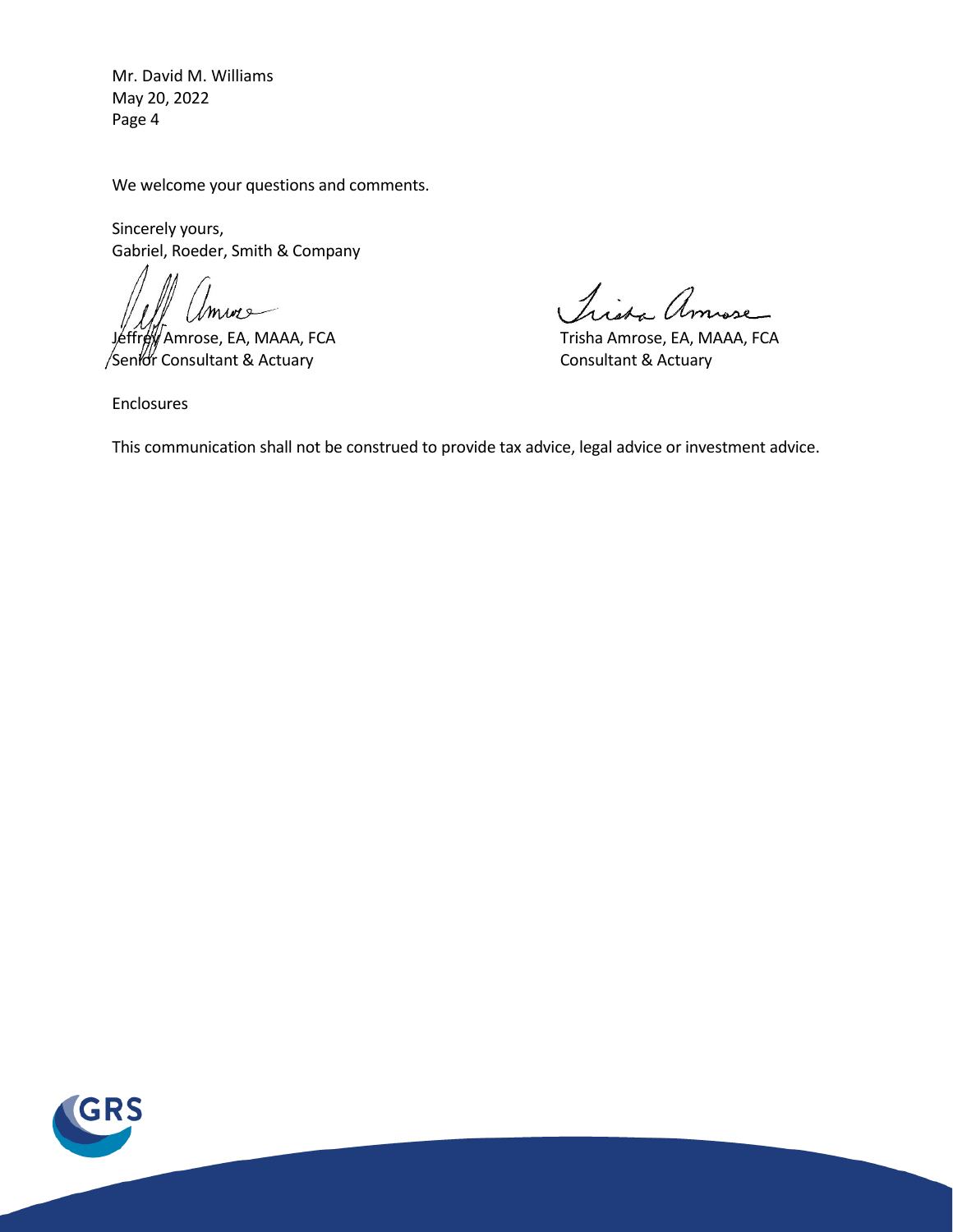Mr. David M. Williams
May 20, 2022

We welcome your questions and comments.

Sincerely yours,
Gabriel, Roeder, Smith & Company

Jeffrey Amrose, EA, MAAA, FCA
Senior Consultant & Actuary

Trisha Amrose, EA, MAAA, FCA
Consultant & Actuary

Enclosures

This communication shall not be construed to provide tax advice, legal advice or investment advice.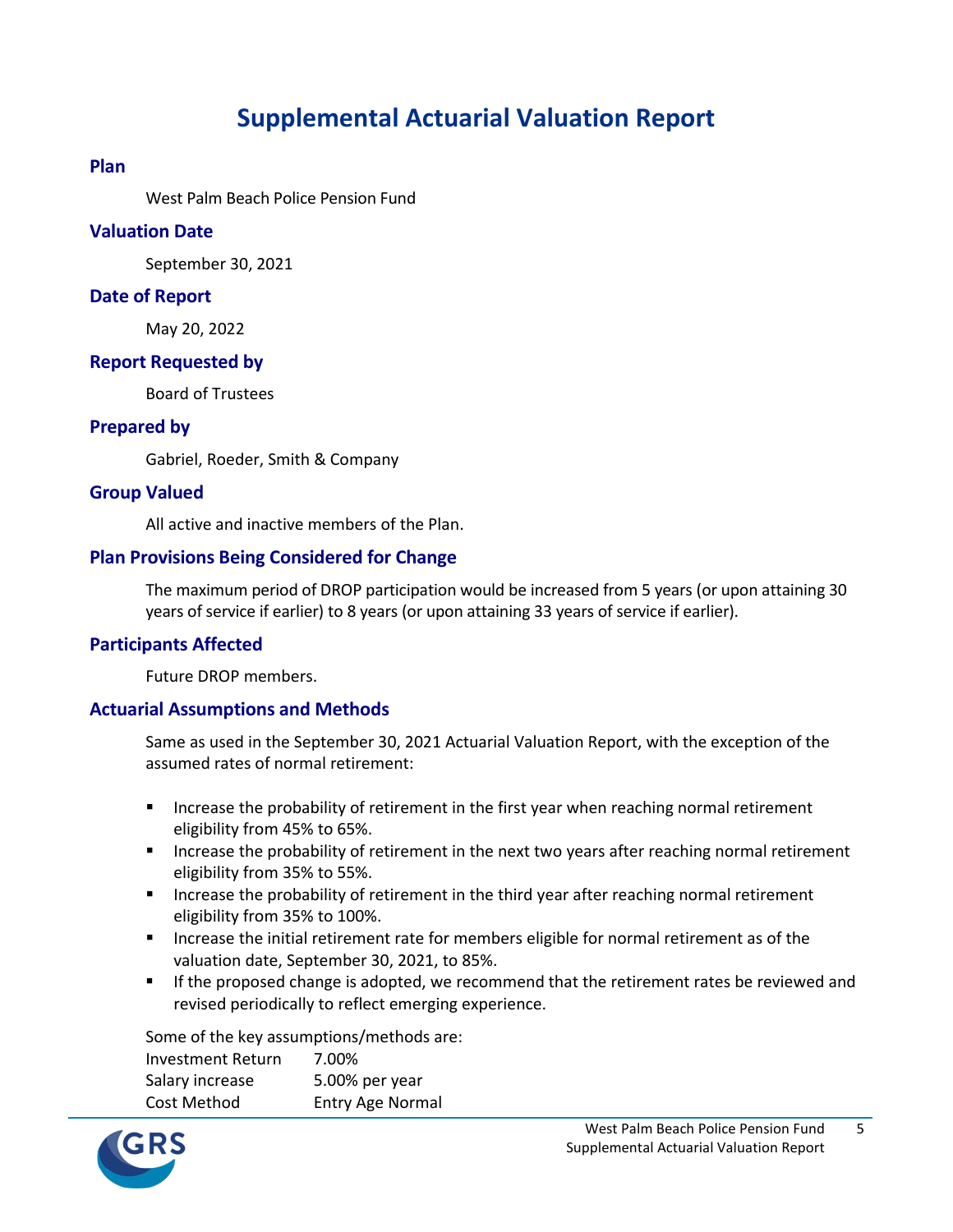# Supplemental Actuarial Valuation Report

## Plan

West Palm Beach Police Pension Fund

## Valuation Date

September 30, 2021

## Date of Report

May 20, 2022

## Report Requested by

Board of Trustees

## Prepared by

Gabriel, Roeder, Smith & Company

## Group Valued

All active and inactive members of the Plan.

## Plan Provisions Being Considered for Change

The maximum period of DROP participation would be increased from 5 years (or upon attaining 30 years of service if earlier) to 8 years (or upon attaining 33 years of service if earlier).

## Participants Affected

Future DROP members.

## Actuarial Assumptions and Methods

Same as used in the September 30, 2021 Actuarial Valuation Report, with the exception of the assumed rates of normal retirement:

- Increase the probability of retirement in the first year when reaching normal retirement eligibility from 45% to 65%.
- Increase the probability of retirement in the next two years after reaching normal retirement eligibility from 35% to 55%.
- Increase the probability of retirement in the third year after reaching normal retirement eligibility from 35% to 100%.
- Increase the initial retirement rate for members eligible for normal retirement as of the valuation date, September 30, 2021, to 85%.
- If the proposed change is adopted, we recommend that the retirement rates be reviewed and revised periodically to reflect emerging experience.

Some of the key assumptions/methods are:

| | |
|---|---|
| Investment Return | 7.00% |
| Salary increase | 5.00% per year |
| Cost Method | Entry Age Normal |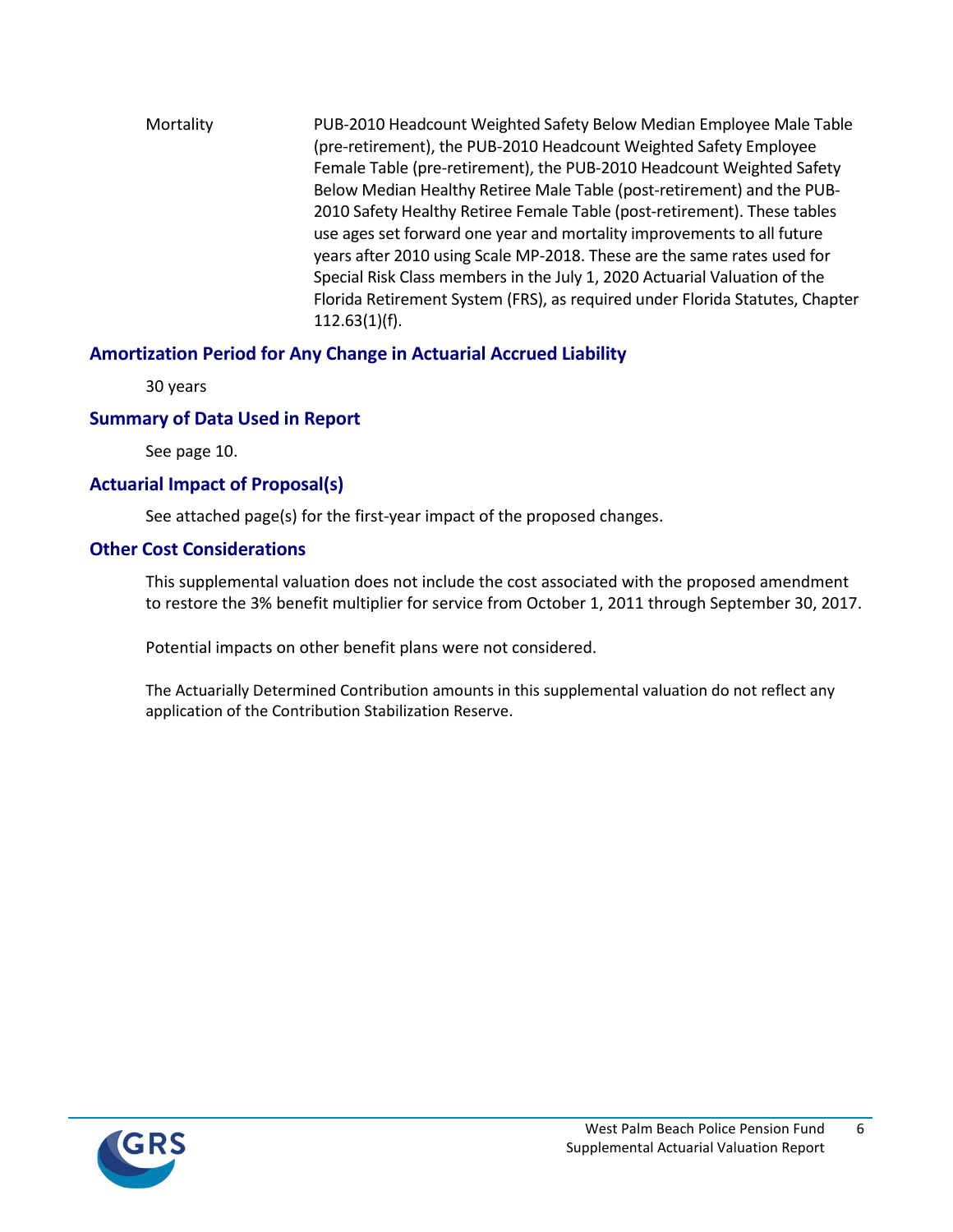Mortality PUB-2010 Headcount Weighted Safety Below Median Employee Male Table (pre-retirement), the PUB-2010 Headcount Weighted Safety Employee Female Table (pre-retirement), the PUB-2010 Headcount Weighted Safety Below Median Healthy Retiree Male Table (post-retirement) and the PUB-2010 Safety Healthy Retiree Female Table (post-retirement). These tables use ages set forward one year and mortality improvements to all future years after 2010 using Scale MP-2018. These are the same rates used for Special Risk Class members in the July 1, 2020 Actuarial Valuation of the Florida Retirement System (FRS), as required under Florida Statutes, Chapter 112.63(1)(f).

## Amortization Period for Any Change in Actuarial Accrued Liability

30 years

## Summary of Data Used in Report

See page 10.

## Actuarial Impact of Proposal(s)

See attached page(s) for the first-year impact of the proposed changes.

## Other Cost Considerations

This supplemental valuation does not include the cost associated with the proposed amendment to restore the 3% benefit multiplier for service from October 1, 2011 through September 30, 2017.

Potential impacts on other benefit plans were not considered.

The Actuarially Determined Contribution amounts in this supplemental valuation do not reflect any application of the Contribution Stabilization Reserve.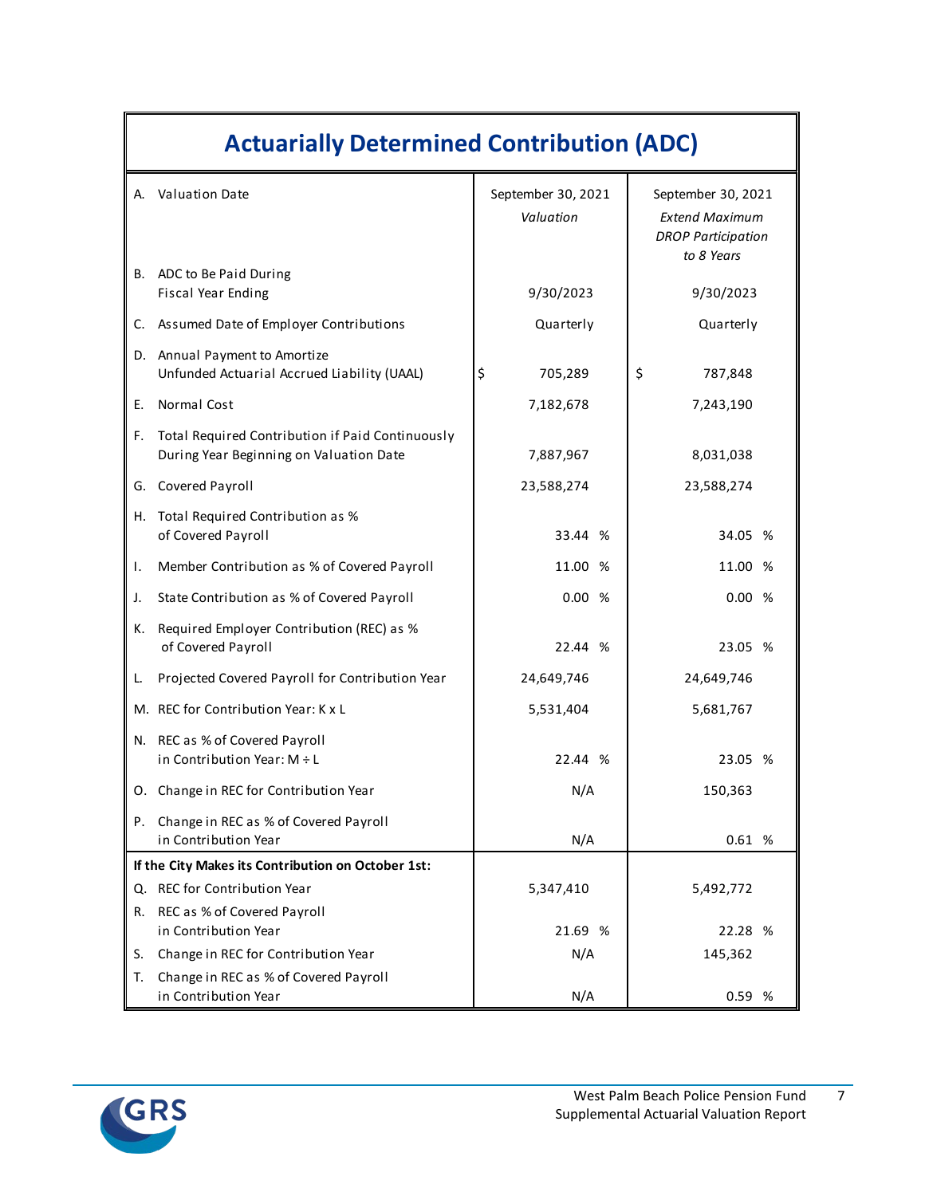# Actuarially Determined Contribution (ADC)

| | | | |
|---|---|---|---|
| A. | Valuation Date | September 30, 2021 *Valuation* | September 30, 2021 *Extend Maximum DROP Participation to 8 Years* |
| B. | ADC to Be Paid During Fiscal Year Ending | 9/30/2023 | 9/30/2023 |
| C. | Assumed Date of Employer Contributions | Quarterly | Quarterly |
| D. | Annual Payment to Amortize Unfunded Actuarial Accrued Liability (UAAL) | $ 705,289 | $ 787,848 |
| E. | Normal Cost | 7,182,678 | 7,243,190 |
| F. | Total Required Contribution if Paid Continuously During Year Beginning on Valuation Date | 7,887,967 | 8,031,038 |
| G. | Covered Payroll | 23,588,274 | 23,588,274 |
| H. | Total Required Contribution as % of Covered Payroll | 33.44 % | 34.05 % |
| I. | Member Contribution as % of Covered Payroll | 11.00 % | 11.00 % |
| J. | State Contribution as % of Covered Payroll | 0.00 % | 0.00 % |
| K. | Required Employer Contribution (REC) as % of Covered Payroll | 22.44 % | 23.05 % |
| L. | Projected Covered Payroll for Contribution Year | 24,649,746 | 24,649,746 |
| M. | REC for Contribution Year: K x L | 5,531,404 | 5,681,767 |
| N. | REC as % of Covered Payroll in Contribution Year: M ÷ L | 22.44 % | 23.05 % |
| O. | Change in REC for Contribution Year | N/A | 150,363 |
| P. | Change in REC as % of Covered Payroll in Contribution Year | N/A | 0.61 % |
| **If the City Makes its Contribution on October 1st:** | | | |
| Q. | REC for Contribution Year | 5,347,410 | 5,492,772 |
| R. | REC as % of Covered Payroll in Contribution Year | 21.69 % | 22.28 % |
| S. | Change in REC for Contribution Year | N/A | 145,362 |
| T. | Change in REC as % of Covered Payroll in Contribution Year | N/A | 0.59 % |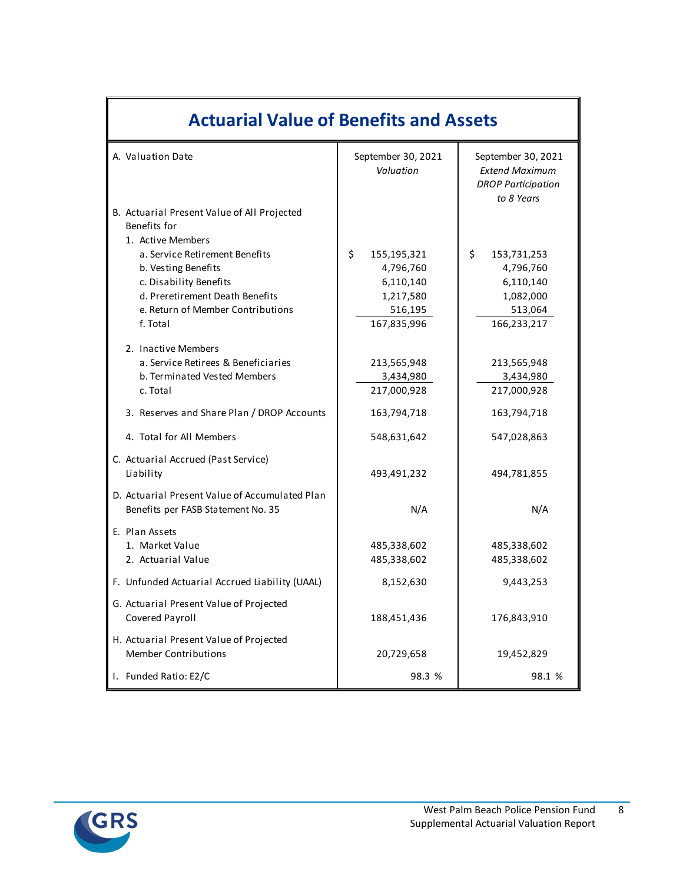## Actuarial Value of Benefits and Assets

| | | |
|---|---|---|
| A. Valuation Date | September 30, 2021 *Valuation* | September 30, 2021 *Extend Maximum DROP Participation to 8 Years* |
| B. Actuarial Present Value of All Projected Benefits for | | |
| 1. Active Members | | |
| a. Service Retirement Benefits | $ 155,195,321 | $ 153,731,253 |
| b. Vesting Benefits | 4,796,760 | 4,796,760 |
| c. Disability Benefits | 6,110,140 | 6,110,140 |
| d. Preretirement Death Benefits | 1,217,580 | 1,082,000 |
| e. Return of Member Contributions | 516,195 | 513,064 |
| f. Total | 167,835,996 | 166,233,217 |
| 2. Inactive Members | | |
| a. Service Retirees & Beneficiaries | 213,565,948 | 213,565,948 |
| b. Terminated Vested Members | 3,434,980 | 3,434,980 |
| c. Total | 217,000,928 | 217,000,928 |
| 3. Reserves and Share Plan / DROP Accounts | 163,794,718 | 163,794,718 |
| 4. Total for All Members | 548,631,642 | 547,028,863 |
| C. Actuarial Accrued (Past Service) Liability | 493,491,232 | 494,781,855 |
| D. Actuarial Present Value of Accumulated Plan Benefits per FASB Statement No. 35 | N/A | N/A |
| E. Plan Assets | | |
| 1. Market Value | 485,338,602 | 485,338,602 |
| 2. Actuarial Value | 485,338,602 | 485,338,602 |
| F. Unfunded Actuarial Accrued Liability (UAAL) | 8,152,630 | 9,443,253 |
| G. Actuarial Present Value of Projected Covered Payroll | 188,451,436 | 176,843,910 |
| H. Actuarial Present Value of Projected Member Contributions | 20,729,658 | 19,452,829 |
| I. Funded Ratio: E2/C | 98.3 % | 98.1 % |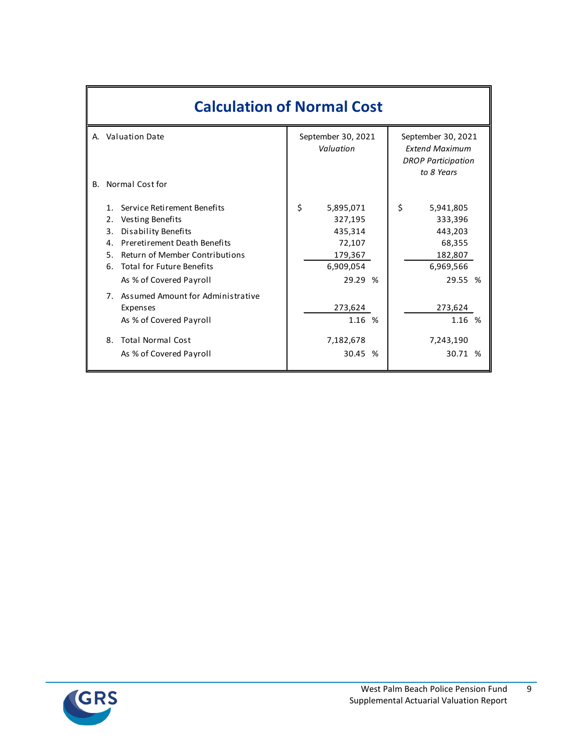## Calculation of Normal Cost

| A. Valuation Date | September 30, 2021 *Valuation* | September 30, 2021 *Extend Maximum DROP Participation to 8 Years* |
|---|---|---|
| B. Normal Cost for | | |
| 1. Service Retirement Benefits | $ 5,895,071 | $ 5,941,805 |
| 2. Vesting Benefits | 327,195 | 333,396 |
| 3. Disability Benefits | 435,314 | 443,203 |
| 4. Preretirement Death Benefits | 72,107 | 68,355 |
| 5. Return of Member Contributions | 179,367 | 182,807 |
| 6. Total for Future Benefits | 6,909,054 | 6,969,566 |
| As % of Covered Payroll | 29.29 % | 29.55 % |
| 7. Assumed Amount for Administrative Expenses | 273,624 | 273,624 |
| As % of Covered Payroll | 1.16 % | 1.16 % |
| 8. Total Normal Cost | 7,182,678 | 7,243,190 |
| As % of Covered Payroll | 30.45 % | 30.71 % |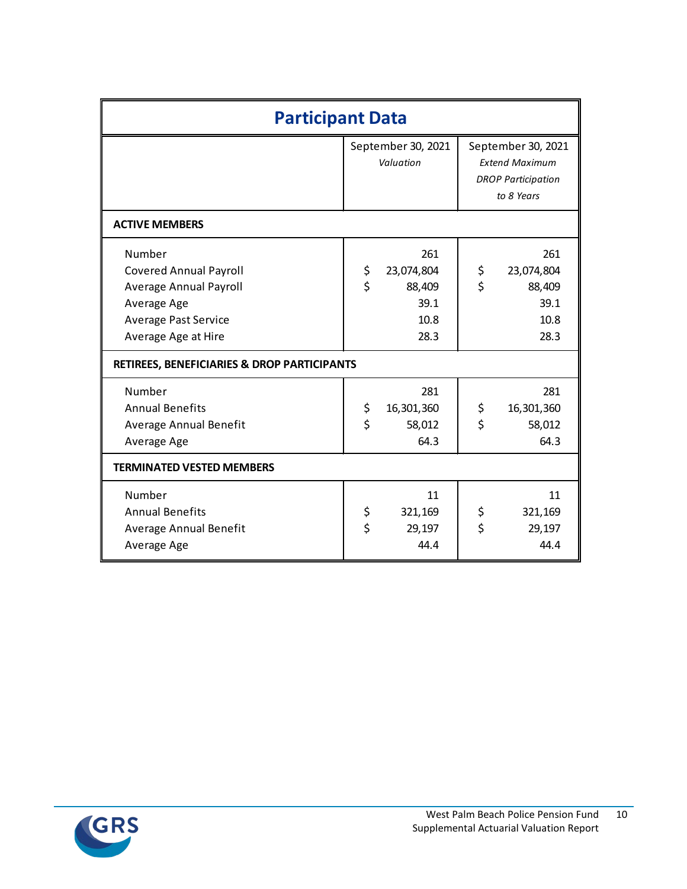## Participant Data

| | September 30, 2021 *Valuation* | September 30, 2021 *Extend Maximum DROP Participation to 8 Years* |
|---|---|---|
| **ACTIVE MEMBERS** | | |
| Number | 261 | 261 |
| Covered Annual Payroll | $ 23,074,804 | $ 23,074,804 |
| Average Annual Payroll | $ 88,409 | $ 88,409 |
| Average Age | 39.1 | 39.1 |
| Average Past Service | 10.8 | 10.8 |
| Average Age at Hire | 28.3 | 28.3 |
| **RETIREES, BENEFICIARIES & DROP PARTICIPANTS** | | |
| Number | 281 | 281 |
| Annual Benefits | $ 16,301,360 | $ 16,301,360 |
| Average Annual Benefit | $ 58,012 | $ 58,012 |
| Average Age | 64.3 | 64.3 |
| **TERMINATED VESTED MEMBERS** | | |
| Number | 11 | 11 |
| Annual Benefits | $ 321,169 | $ 321,169 |
| Average Annual Benefit | $ 29,197 | $ 29,197 |
| Average Age | 44.4 | 44.4 |